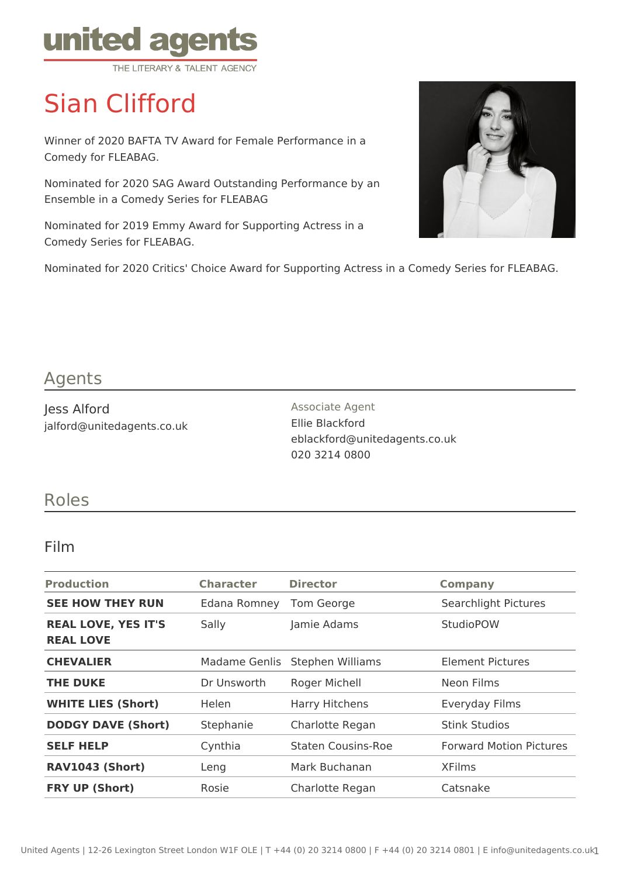united agents
THE LITERARY & TALENT AGENCY

# Sian Clifford

Winner of 2020 BAFTA TV Award for Female Performance in a Comedy for FLEABAG.

Nominated for 2020 SAG Award Outstanding Performance by an Ensemble in a Comedy Series for FLEABAG

Nominated for 2019 Emmy Award for Supporting Actress in a Comedy Series for FLEABAG.

Nominated for 2020 Critics' Choice Award for Supporting Actress in a Comedy Series for FLEABAG.

## Agents

Jess Alford
jalford@unitedagents.co.uk

Associate Agent
Ellie Blackford
eblackford@unitedagents.co.uk
020 3214 0800

## Roles

### Film

| Production | Character | Director | Company |
|---|---|---|---|
| **SEE HOW THEY RUN** | Edana Romney | Tom George | Searchlight Pictures |
| **REAL LOVE, YES IT'S REAL LOVE** | Sally | Jamie Adams | StudioPOW |
| **CHEVALIER** | Madame Genlis | Stephen Williams | Element Pictures |
| **THE DUKE** | Dr Unsworth | Roger Michell | Neon Films |
| **WHITE LIES (Short)** | Helen | Harry Hitchens | Everyday Films |
| **DODGY DAVE (Short)** | Stephanie | Charlotte Regan | Stink Studios |
| **SELF HELP** | Cynthia | Staten Cousins-Roe | Forward Motion Pictures |
| **RAV1043 (Short)** | Leng | Mark Buchanan | XFilms |
| **FRY UP (Short)** | Rosie | Charlotte Regan | Catsnake |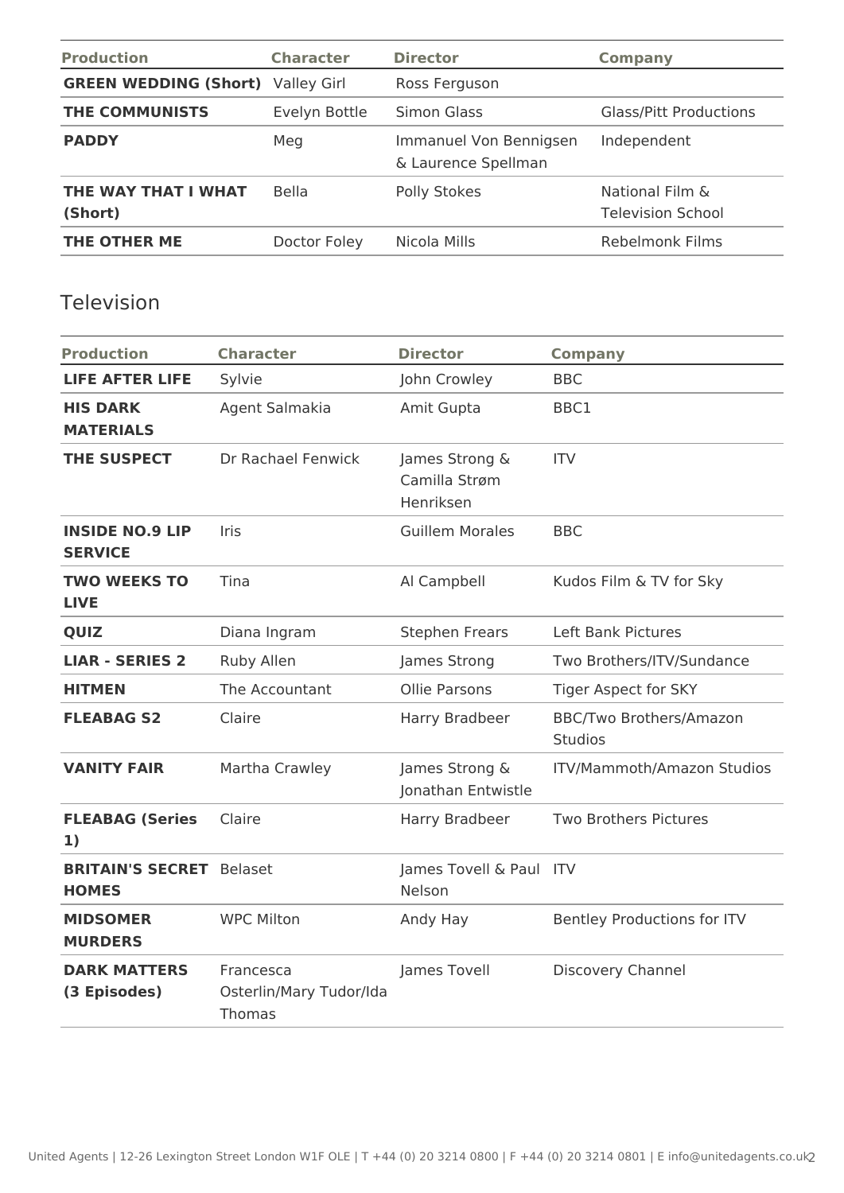| Production | Character | Director | Company |
|---|---|---|---|
| **GREEN WEDDING (Short)** | Valley Girl | Ross Ferguson | |
| **THE COMMUNISTS** | Evelyn Bottle | Simon Glass | Glass/Pitt Productions |
| **PADDY** | Meg | Immanuel Von Bennigsen & Laurence Spellman | Independent |
| **THE WAY THAT I WHAT (Short)** | Bella | Polly Stokes | National Film & Television School |
| **THE OTHER ME** | Doctor Foley | Nicola Mills | Rebelmonk Films |

## Television

| Production | Character | Director | Company |
|---|---|---|---|
| **LIFE AFTER LIFE** | Sylvie | John Crowley | BBC |
| **HIS DARK MATERIALS** | Agent Salmakia | Amit Gupta | BBC1 |
| **THE SUSPECT** | Dr Rachael Fenwick | James Strong & Camilla Strøm Henriksen | ITV |
| **INSIDE NO.9 LIP SERVICE** | Iris | Guillem Morales | BBC |
| **TWO WEEKS TO LIVE** | Tina | Al Campbell | Kudos Film & TV for Sky |
| **QUIZ** | Diana Ingram | Stephen Frears | Left Bank Pictures |
| **LIAR - SERIES 2** | Ruby Allen | James Strong | Two Brothers/ITV/Sundance |
| **HITMEN** | The Accountant | Ollie Parsons | Tiger Aspect for SKY |
| **FLEABAG S2** | Claire | Harry Bradbeer | BBC/Two Brothers/Amazon Studios |
| **VANITY FAIR** | Martha Crawley | James Strong & Jonathan Entwistle | ITV/Mammoth/Amazon Studios |
| **FLEABAG (Series 1)** | Claire | Harry Bradbeer | Two Brothers Pictures |
| **BRITAIN'S SECRET HOMES** | Belaset | James Tovell & Paul Nelson | ITV |
| **MIDSOMER MURDERS** | WPC Milton | Andy Hay | Bentley Productions for ITV |
| **DARK MATTERS (3 Episodes)** | Francesca Osterlin/Mary Tudor/Ida Thomas | James Tovell | Discovery Channel |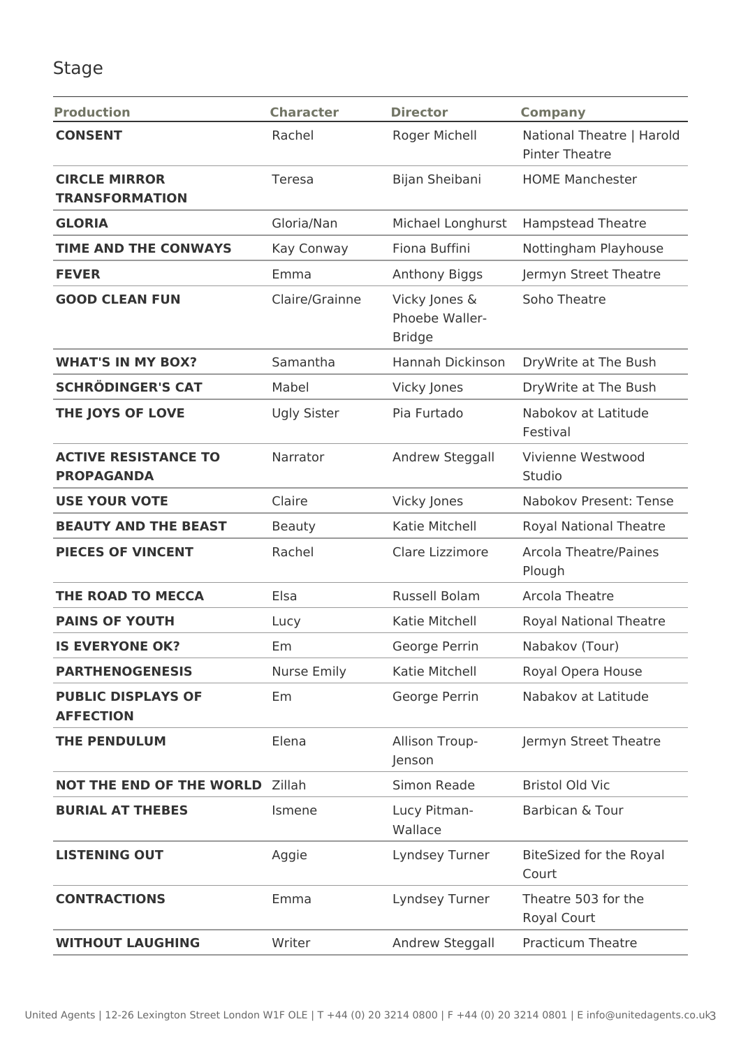## Stage

| Production | Character | Director | Company |
|---|---|---|---|
| **CONSENT** | Rachel | Roger Michell | National Theatre \| Harold Pinter Theatre |
| **CIRCLE MIRROR TRANSFORMATION** | Teresa | Bijan Sheibani | HOME Manchester |
| **GLORIA** | Gloria/Nan | Michael Longhurst | Hampstead Theatre |
| **TIME AND THE CONWAYS** | Kay Conway | Fiona Buffini | Nottingham Playhouse |
| **FEVER** | Emma | Anthony Biggs | Jermyn Street Theatre |
| **GOOD CLEAN FUN** | Claire/Grainne | Vicky Jones & Phoebe Waller-Bridge | Soho Theatre |
| **WHAT'S IN MY BOX?** | Samantha | Hannah Dickinson | DryWrite at The Bush |
| **SCHRÖDINGER'S CAT** | Mabel | Vicky Jones | DryWrite at The Bush |
| **THE JOYS OF LOVE** | Ugly Sister | Pia Furtado | Nabokov at Latitude Festival |
| **ACTIVE RESISTANCE TO PROPAGANDA** | Narrator | Andrew Steggall | Vivienne Westwood Studio |
| **USE YOUR VOTE** | Claire | Vicky Jones | Nabokov Present: Tense |
| **BEAUTY AND THE BEAST** | Beauty | Katie Mitchell | Royal National Theatre |
| **PIECES OF VINCENT** | Rachel | Clare Lizzimore | Arcola Theatre/Paines Plough |
| **THE ROAD TO MECCA** | Elsa | Russell Bolam | Arcola Theatre |
| **PAINS OF YOUTH** | Lucy | Katie Mitchell | Royal National Theatre |
| **IS EVERYONE OK?** | Em | George Perrin | Nabakov (Tour) |
| **PARTHENOGENESIS** | Nurse Emily | Katie Mitchell | Royal Opera House |
| **PUBLIC DISPLAYS OF AFFECTION** | Em | George Perrin | Nabakov at Latitude |
| **THE PENDULUM** | Elena | Allison Troup-Jenson | Jermyn Street Theatre |
| **NOT THE END OF THE WORLD** | Zillah | Simon Reade | Bristol Old Vic |
| **BURIAL AT THEBES** | Ismene | Lucy Pitman-Wallace | Barbican & Tour |
| **LISTENING OUT** | Aggie | Lyndsey Turner | BiteSized for the Royal Court |
| **CONTRACTIONS** | Emma | Lyndsey Turner | Theatre 503 for the Royal Court |
| **WITHOUT LAUGHING** | Writer | Andrew Steggall | Practicum Theatre |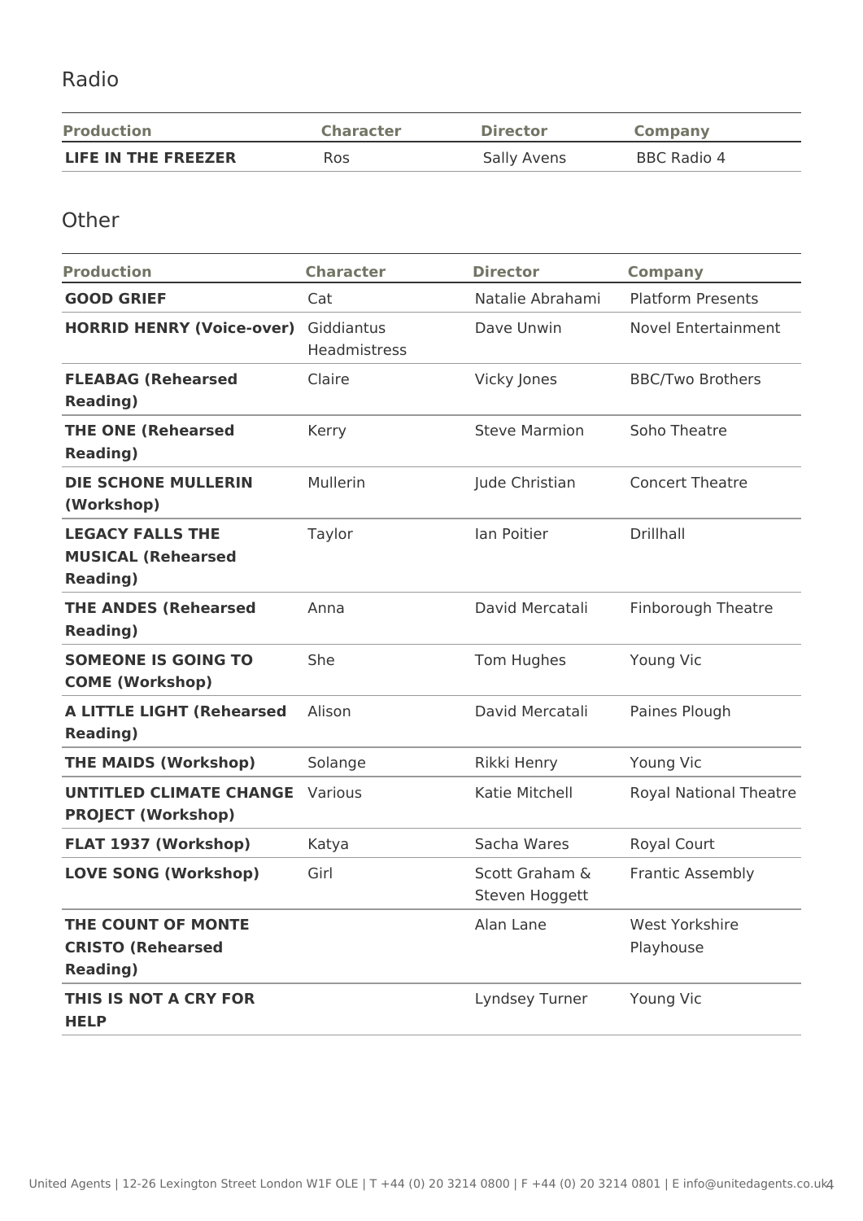## Radio

| Production | Character | Director | Company |
| --- | --- | --- | --- |
| **LIFE IN THE FREEZER** | Ros | Sally Avens | BBC Radio 4 |

## Other

| Production | Character | Director | Company |
| --- | --- | --- | --- |
| **GOOD GRIEF** | Cat | Natalie Abrahami | Platform Presents |
| **HORRID HENRY (Voice-over)** | Giddiantus Headmistress | Dave Unwin | Novel Entertainment |
| **FLEABAG (Rehearsed Reading)** | Claire | Vicky Jones | BBC/Two Brothers |
| **THE ONE (Rehearsed Reading)** | Kerry | Steve Marmion | Soho Theatre |
| **DIE SCHONE MULLERIN (Workshop)** | Mullerin | Jude Christian | Concert Theatre |
| **LEGACY FALLS THE MUSICAL (Rehearsed Reading)** | Taylor | Ian Poitier | Drillhall |
| **THE ANDES (Rehearsed Reading)** | Anna | David Mercatali | Finborough Theatre |
| **SOMEONE IS GOING TO COME (Workshop)** | She | Tom Hughes | Young Vic |
| **A LITTLE LIGHT (Rehearsed Reading)** | Alison | David Mercatali | Paines Plough |
| **THE MAIDS (Workshop)** | Solange | Rikki Henry | Young Vic |
| **UNTITLED CLIMATE CHANGE PROJECT (Workshop)** | Various | Katie Mitchell | Royal National Theatre |
| **FLAT 1937 (Workshop)** | Katya | Sacha Wares | Royal Court |
| **LOVE SONG (Workshop)** | Girl | Scott Graham & Steven Hoggett | Frantic Assembly |
| **THE COUNT OF MONTE CRISTO (Rehearsed Reading)** | | Alan Lane | West Yorkshire Playhouse |
| **THIS IS NOT A CRY FOR HELP** | | Lyndsey Turner | Young Vic |

United Agents | 12-26 Lexington Street London W1F OLE | T +44 (0) 20 3214 0800 | F +44 (0) 20 3214 0801 | E info@unitedagents.co.uk